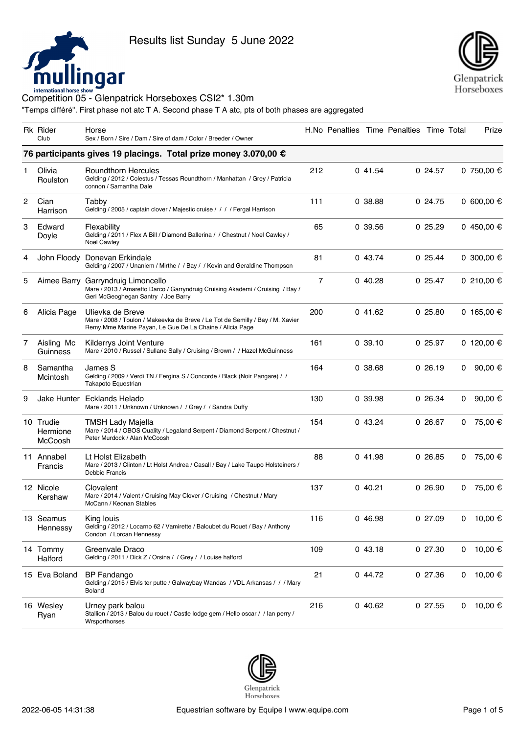Results list Sunday 5 June 2022

# Competition 05 - Glenpatrick Horseboxes CSI2* 1.30m

"Temps différé". First phase not atc T A. Second phase T A atc, pts of both phases are aggregated

| Rk | Rider / Club | Horse / Sex / Born / Sire / Dam / Sire of dam / Color / Breeder / Owner | H.No | Penalties | Time | Penalties | Time | Total | Prize |
|---|---|---|---|---|---|---|---|---|---|
| **76 participants gives 19 placings. Total prize money 3.070,00 €** | | | | | | | | | |
| 1 | Olivia Roulston | Roundthorn Hercules<br>Gelding / 2012 / Colestus / Tessas Roundthorn / Manhattan / Grey / Patricia connon / Samantha Dale | 212 | 0 | 41.54 | 0 | 24.57 | 0 | 750,00 € |
| 2 | Cian Harrison | Tabby<br>Gelding / 2005 / captain clover / Majestic cruise / / / / Fergal Harrison | 111 | 0 | 38.88 | 0 | 24.75 | 0 | 600,00 € |
| 3 | Edward Doyle | Flexability<br>Gelding / 2011 / Flex A Bill / Diamond Ballerina / / Chestnut / Noel Cawley / Noel Cawley | 65 | 0 | 39.56 | 0 | 25.29 | 0 | 450,00 € |
| 4 | John Floody | Donevan Erkindale<br>Gelding / 2007 / Unaniem / Mirthe / / Bay / / Kevin and Geraldine Thompson | 81 | 0 | 43.74 | 0 | 25.44 | 0 | 300,00 € |
| 5 | Aimee Barry | Garryndruig Limoncello<br>Mare / 2013 / Amaretto Darco / Garryndruig Cruising Akademi / Cruising / Bay / Geri McGeoghegan Santry / Joe Barry | 7 | 0 | 40.28 | 0 | 25.47 | 0 | 210,00 € |
| 6 | Alicia Page | Ulievka de Breve<br>Mare / 2008 / Toulon / Makeevka de Breve / Le Tot de Semilly / Bay / M. Xavier Remy,Mme Marine Payan, Le Gue De La Chaine / Alicia Page | 200 | 0 | 41.62 | 0 | 25.80 | 0 | 165,00 € |
| 7 | Aisling Mc Guinness | Kilderrys Joint Venture<br>Mare / 2010 / Russel / Sullane Sally / Cruising / Brown / / Hazel McGuinness | 161 | 0 | 39.10 | 0 | 25.97 | 0 | 120,00 € |
| 8 | Samantha Mcintosh | James S<br>Gelding / 2009 / Verdi TN / Fergina S / Concorde / Black (Noir Pangare) / / Takapoto Equestrian | 164 | 0 | 38.68 | 0 | 26.19 | 0 | 90,00 € |
| 9 | Jake Hunter | Ecklands Helado<br>Mare / 2011 / Unknown / Unknown / / Grey / / Sandra Duffy | 130 | 0 | 39.98 | 0 | 26.34 | 0 | 90,00 € |
| 10 | Trudie Hermione McCoosh | TMSH Lady Majella<br>Mare / 2014 / OBOS Quality / Legaland Serpent / Diamond Serpent / Chestnut / Peter Murdock / Alan McCoosh | 154 | 0 | 43.24 | 0 | 26.67 | 0 | 75,00 € |
| 11 | Annabel Francis | Lt Holst Elizabeth<br>Mare / 2013 / Clinton / Lt Holst Andrea / Casall / Bay / Lake Taupo Holsteiners / Debbie Francis | 88 | 0 | 41.98 | 0 | 26.85 | 0 | 75,00 € |
| 12 | Nicole Kershaw | Clovalent<br>Mare / 2014 / Valent / Cruising May Clover / Cruising / Chestnut / Mary McCann / Keonan Stables | 137 | 0 | 40.21 | 0 | 26.90 | 0 | 75,00 € |
| 13 | Seamus Hennessy | King louis<br>Gelding / 2012 / Locarno 62 / Vamirette / Baloubet du Rouet / Bay / Anthony Condon / Lorcan Hennessy | 116 | 0 | 46.98 | 0 | 27.09 | 0 | 10,00 € |
| 14 | Tommy Halford | Greenvale Draco<br>Gelding / 2011 / Dick Z / Orsina / / Grey / / Louise halford | 109 | 0 | 43.18 | 0 | 27.30 | 0 | 10,00 € |
| 15 | Eva Boland | BP Fandango<br>Gelding / 2015 / Elvis ter putte / Galwaybay Wandas / VDL Arkansas / / / Mary Boland | 21 | 0 | 44.72 | 0 | 27.36 | 0 | 10,00 € |
| 16 | Wesley Ryan | Urney park balou<br>Stallion / 2013 / Balou du rouet / Castle lodge gem / Hello oscar / / Ian perry / Wrsporthorses | 216 | 0 | 40.62 | 0 | 27.55 | 0 | 10,00 € |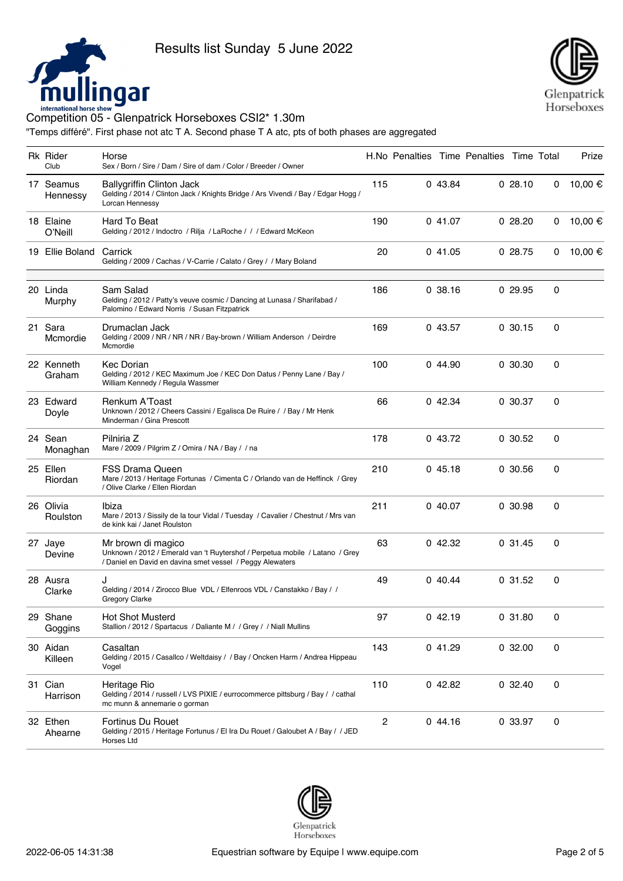Results list Sunday 5 June 2022

## Competition 05 - Glenpatrick Horseboxes CSI2* 1.30m

"Temps différé". First phase not atc T A. Second phase T A atc, pts of both phases are aggregated

| Rk | Rider<br>Club | Horse<br>Sex / Born / Sire / Dam / Sire of dam / Color / Breeder / Owner | H.No | Penalties | Time | Penalties | Time | Total | Prize |
|---|---|---|---|---|---|---|---|---|---|
| 17 | Seamus Hennessy | Ballygriffin Clinton Jack<br>Gelding / 2014 / Clinton Jack / Knights Bridge / Ars Vivendi / Bay / Edgar Hogg / Lorcan Hennessy | 115 | 0 | 43.84 | 0 | 28.10 | 0 | 10,00 € |
| 18 | Elaine O'Neill | Hard To Beat<br>Gelding / 2012 / Indoctro / Rilja / LaRoche / / / Edward McKeon | 190 | 0 | 41.07 | 0 | 28.20 | 0 | 10,00 € |
| 19 | Ellie Boland | Carrick<br>Gelding / 2009 / Cachas / V-Carrie / Calato / Grey / / Mary Boland | 20 | 0 | 41.05 | 0 | 28.75 | 0 | 10,00 € |
| 20 | Linda Murphy | Sam Salad<br>Gelding / 2012 / Patty's veuve cosmic / Dancing at Lunasa / Sharifabad / Palomino / Edward Norris / Susan Fitzpatrick | 186 | 0 | 38.16 | 0 | 29.95 | 0 | |
| 21 | Sara Mcmordie | Drumaclan Jack<br>Gelding / 2009 / NR / NR / NR / Bay-brown / William Anderson / Deirdre Mcmordie | 169 | 0 | 43.57 | 0 | 30.15 | 0 | |
| 22 | Kenneth Graham | Kec Dorian<br>Gelding / 2012 / KEC Maximum Joe / KEC Don Datus / Penny Lane / Bay / William Kennedy / Regula Wassmer | 100 | 0 | 44.90 | 0 | 30.30 | 0 | |
| 23 | Edward Doyle | Renkum A'Toast<br>Unknown / 2012 / Cheers Cassini / Egalisca De Ruire / / Bay / Mr Henk Minderman / Gina Prescott | 66 | 0 | 42.34 | 0 | 30.37 | 0 | |
| 24 | Sean Monaghan | Pilniria Z<br>Mare / 2009 / Pilgrim Z / Omira / NA / Bay / / na | 178 | 0 | 43.72 | 0 | 30.52 | 0 | |
| 25 | Ellen Riordan | FSS Drama Queen<br>Mare / 2013 / Heritage Fortunas / Cimenta C / Orlando van de Heffinck / Grey / Olive Clarke / Ellen Riordan | 210 | 0 | 45.18 | 0 | 30.56 | 0 | |
| 26 | Olivia Roulston | Ibiza<br>Mare / 2013 / Sissily de la tour Vidal / Tuesday / Cavalier / Chestnut / Mrs van de kink kai / Janet Roulston | 211 | 0 | 40.07 | 0 | 30.98 | 0 | |
| 27 | Jaye Devine | Mr brown di magico<br>Unknown / 2012 / Emerald van 't Ruytershof / Perpetua mobile / Latano / Grey / Daniel en David en davina smet vessel / Peggy Alewaters | 63 | 0 | 42.32 | 0 | 31.45 | 0 | |
| 28 | Ausra Clarke | J<br>Gelding / 2014 / Zirocco Blue VDL / Elfenroos VDL / Canstakko / Bay / / Gregory Clarke | 49 | 0 | 40.44 | 0 | 31.52 | 0 | |
| 29 | Shane Goggins | Hot Shot Musterd<br>Stallion / 2012 / Spartacus / Daliante M / / Grey / / Niall Mullins | 97 | 0 | 42.19 | 0 | 31.80 | 0 | |
| 30 | Aidan Killeen | Casaltan<br>Gelding / 2015 / Casallco / Weltdaisy / / Bay / Oncken Harm / Andrea Hippeau Vogel | 143 | 0 | 41.29 | 0 | 32.00 | 0 | |
| 31 | Cian Harrison | Heritage Rio<br>Gelding / 2014 / russell / LVS PIXIE / eurrocommerce pittsburg / Bay / / cathal mc munn & annemarie o gorman | 110 | 0 | 42.82 | 0 | 32.40 | 0 | |
| 32 | Ethen Ahearne | Fortinus Du Rouet<br>Gelding / 2015 / Heritage Fortunus / El Ira Du Rouet / Galoubet A / Bay / / JED Horses Ltd | 2 | 0 | 44.16 | 0 | 33.97 | 0 | |

2022-06-05 14:31:38 Equestrian software by Equipe | www.equipe.com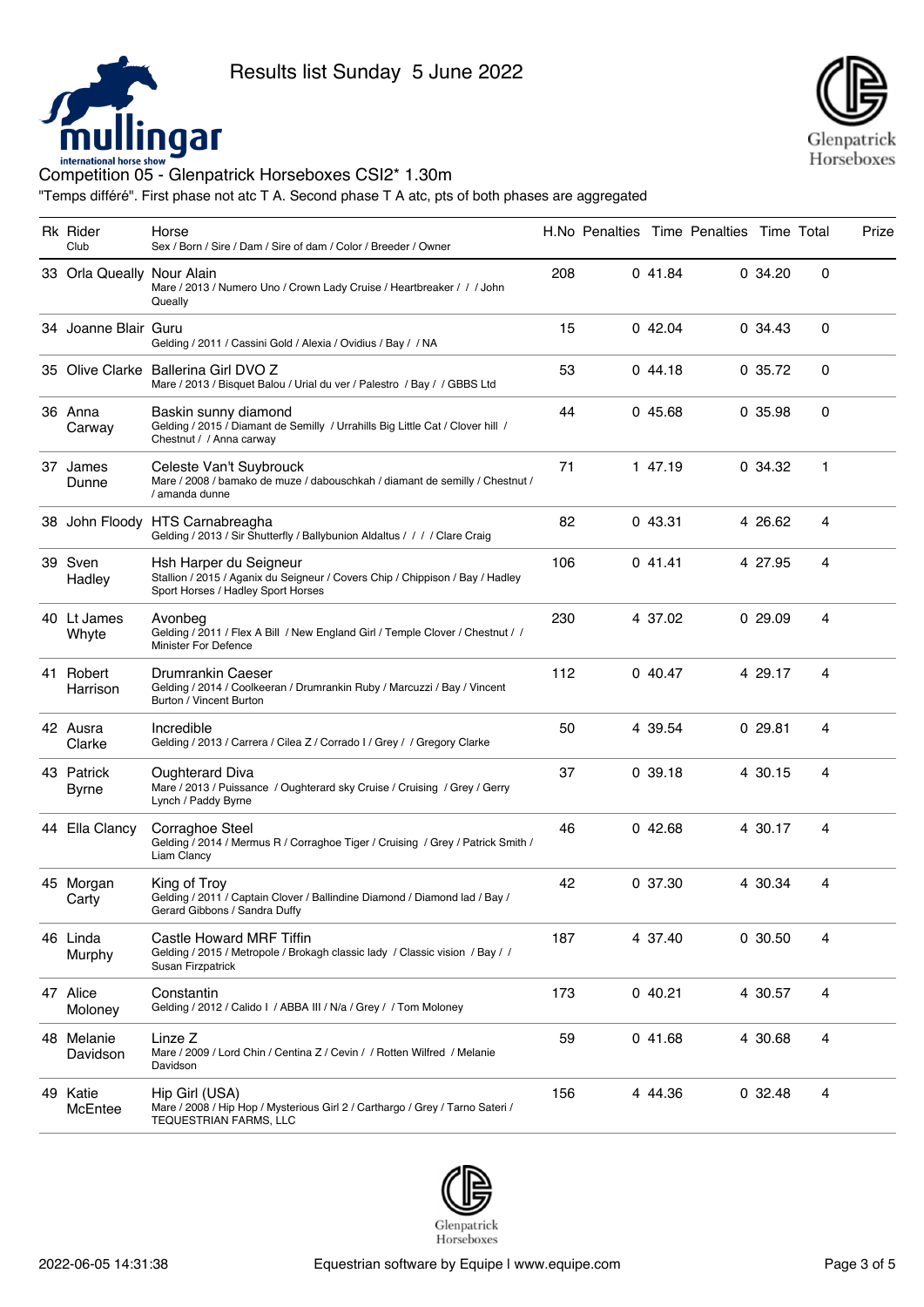Results list Sunday 5 June 2022

## Competition 05 - Glenpatrick Horseboxes CSI2* 1.30m

"Temps différé". First phase not atc T A. Second phase T A atc, pts of both phases are aggregated

| Rk | Rider<br>Club | Horse<br>Sex / Born / Sire / Dam / Sire of dam / Color / Breeder / Owner | H.No | Penalties | Time | Penalties | Time | Total | Prize |
|---|---|---|---|---|---|---|---|---|---|
| 33 | Orla Queally | Nour Alain<br>Mare / 2013 / Numero Uno / Crown Lady Cruise / Heartbreaker / / / John Queally | 208 | 0 | 41.84 | 0 | 34.20 | 0 | |
| 34 | Joanne Blair | Guru<br>Gelding / 2011 / Cassini Gold / Alexia / Ovidius / Bay / / NA | 15 | 0 | 42.04 | 0 | 34.43 | 0 | |
| 35 | Olive Clarke | Ballerina Girl DVO Z<br>Mare / 2013 / Bisquet Balou / Urial du ver / Palestro / Bay / / GBBS Ltd | 53 | 0 | 44.18 | 0 | 35.72 | 0 | |
| 36 | Anna Carway | Baskin sunny diamond<br>Gelding / 2015 / Diamant de Semilly / Urrahills Big Little Cat / Clover hill / Chestnut / / Anna carway | 44 | 0 | 45.68 | 0 | 35.98 | 0 | |
| 37 | James Dunne | Celeste Van't Suybrouck<br>Mare / 2008 / bamako de muze / dabouschkah / diamant de semilly / Chestnut / / amanda dunne | 71 | 1 | 47.19 | 0 | 34.32 | 1 | |
| 38 | John Floody | HTS Carnabreagha<br>Gelding / 2013 / Sir Shutterfly / Ballybunion Aldaltus / / / / Clare Craig | 82 | 0 | 43.31 | 4 | 26.62 | 4 | |
| 39 | Sven Hadley | Hsh Harper du Seigneur<br>Stallion / 2015 / Aganix du Seigneur / Covers Chip / Chippison / Bay / Hadley Sport Horses / Hadley Sport Horses | 106 | 0 | 41.41 | 4 | 27.95 | 4 | |
| 40 | Lt James Whyte | Avonbeg<br>Gelding / 2011 / Flex A Bill / New England Girl / Temple Clover / Chestnut / / Minister For Defence | 230 | 4 | 37.02 | 0 | 29.09 | 4 | |
| 41 | Robert Harrison | Drumrankin Caeser<br>Gelding / 2014 / Coolkeeran / Drumrankin Ruby / Marcuzzi / Bay / Vincent Burton / Vincent Burton | 112 | 0 | 40.47 | 4 | 29.17 | 4 | |
| 42 | Ausra Clarke | Incredible<br>Gelding / 2013 / Carrera / Cilea Z / Corrado I / Grey / / Gregory Clarke | 50 | 4 | 39.54 | 0 | 29.81 | 4 | |
| 43 | Patrick Byrne | Oughterard Diva<br>Mare / 2013 / Puissance / Oughterard sky Cruise / Cruising / Grey / Gerry Lynch / Paddy Byrne | 37 | 0 | 39.18 | 4 | 30.15 | 4 | |
| 44 | Ella Clancy | Corraghoe Steel<br>Gelding / 2014 / Mermus R / Corraghoe Tiger / Cruising / Grey / Patrick Smith / Liam Clancy | 46 | 0 | 42.68 | 4 | 30.17 | 4 | |
| 45 | Morgan Carty | King of Troy<br>Gelding / 2011 / Captain Clover / Ballindine Diamond / Diamond lad / Bay / Gerard Gibbons / Sandra Duffy | 42 | 0 | 37.30 | 4 | 30.34 | 4 | |
| 46 | Linda Murphy | Castle Howard MRF Tiffin<br>Gelding / 2015 / Metropole / Brokagh classic lady / Classic vision / Bay / / Susan Firzpatrick | 187 | 4 | 37.40 | 0 | 30.50 | 4 | |
| 47 | Alice Moloney | Constantin<br>Gelding / 2012 / Calido I / ABBA III / N/a / Grey / / Tom Moloney | 173 | 0 | 40.21 | 4 | 30.57 | 4 | |
| 48 | Melanie Davidson | Linze Z<br>Mare / 2009 / Lord Chin / Centina Z / Cevin / / Rotten Wilfred / Melanie Davidson | 59 | 0 | 41.68 | 4 | 30.68 | 4 | |
| 49 | Katie McEntee | Hip Girl (USA)<br>Mare / 2008 / Hip Hop / Mysterious Girl 2 / Carthargo / Grey / Tarno Sateri / TEQUESTRIAN FARMS, LLC | 156 | 4 | 44.36 | 0 | 32.48 | 4 | |

2022-06-05 14:31:38 Equestrian software by Equipe | www.equipe.com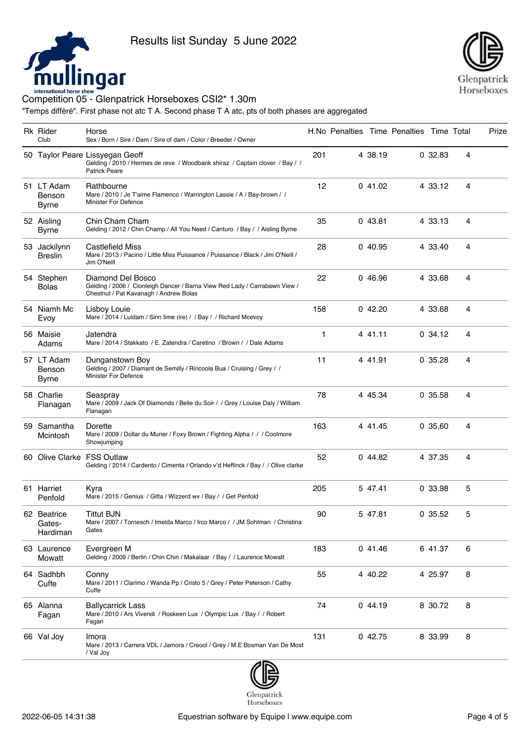Results list Sunday 5 June 2022

## Competition 05 - Glenpatrick Horseboxes CSI2* 1.30m

"Temps différé". First phase not atc T A. Second phase T A atc, pts of both phases are aggregated

| Rk | Rider<br>Club | Horse<br>Sex / Born / Sire / Dam / Sire of dam / Color / Breeder / Owner | H.No | Penalties | Time | Penalties | Time | Total | Prize |
|---|---|---|---|---|---|---|---|---|---|
| 50 | Taylor Peare | Lissyegan Geoff<br>Gelding / 2010 / Hermes de reve / Woodbank shiraz / Captain clover / Bay / / Patrick Peare | 201 | 4 | 38.19 | 0 | 32.83 | 4 | |
| 51 | LT Adam Benson Byrne | Rathbourne<br>Mare / 2010 / Je T'aime Flamenco / Warrington Lassie / A / Bay-brown / / Minister For Defence | 12 | 0 | 41.02 | 4 | 33.12 | 4 | |
| 52 | Aisling Byrne | Chin Cham Cham<br>Gelding / 2012 / Chin Champ / All You Need / Canturo / Bay / / Aisling Byrne | 35 | 0 | 43.81 | 4 | 33.13 | 4 | |
| 53 | Jackilynn Breslin | Castlefield Miss<br>Mare / 2013 / Pacino / Little Miss Puissance / Puissance / Black / Jim O'Neill / Jim O'Neill | 28 | 0 | 40.95 | 4 | 33.40 | 4 | |
| 54 | Stephen Bolas | Diamond Del Bosco<br>Gelding / 2006 / Clonleigh Dancer / Barna View Red Lady / Carrabawn View / Chestnut / Pat Kavanagh / Andrew Bolas | 22 | 0 | 46.96 | 4 | 33.68 | 4 | |
| 54 | Niamh Mc Evoy | Lisboy Louie<br>Mare / 2014 / Luidam / Sinn time (ire) / / Bay / / Richard Mcevoy | 158 | 0 | 42.20 | 4 | 33.68 | 4 | |
| 56 | Maisie Adams | Jatendra<br>Mare / 2014 / Stakkato / E. Zatendra / Caretino / Brown / / Dale Adams | 1 | 4 | 41.11 | 0 | 34.12 | 4 | |
| 57 | LT Adam Benson Byrne | Dunganstown Boy<br>Gelding / 2007 / Diamant de Semilly / Rincoola Bua / Cruising / Grey / / Minister For Defence | 11 | 4 | 41.91 | 0 | 35.28 | 4 | |
| 58 | Charlie Flanagan | Seaspray<br>Mare / 2009 / Jack Of Diamonds / Belle du Soir / / Grey / Louise Daly / William Flanagan | 78 | 4 | 45.34 | 0 | 35.58 | 4 | |
| 59 | Samantha Mcintosh | Dorette<br>Mare / 2009 / Dollar du Murier / Foxy Brown / Fighting Alpha / / / Coolmore Showjumping | 163 | 4 | 41.45 | 0 | 35.60 | 4 | |
| 60 | Olive Clarke | FSS Outlaw<br>Gelding / 2014 / Cardento / Cimenta / Orlando v'd Heffinck / Bay / / Olive clarke | 52 | 0 | 44.82 | 4 | 37.35 | 4 | |
| 61 | Harriet Penfold | Kyra<br>Mare / 2015 / Genius / Gitta / Wizzerd wv / Bay / / Get Penfold | 205 | 5 | 47.41 | 0 | 33.98 | 5 | |
| 62 | Beatrice Gates-Hardiman | Tittut BJN<br>Mare / 2007 / Tornesch / Imelda Marco / Irco Marco / / JM Sohlman / Christina Gates | 90 | 5 | 47.81 | 0 | 35.52 | 5 | |
| 63 | Laurence Mowatt | Evergreen M<br>Gelding / 2009 / Berlin / Chin Chin / Makalaar / Bay / / Laurence Mowatt | 183 | 0 | 41.46 | 6 | 41.37 | 6 | |
| 64 | Sadhbh Cuffe | Conny<br>Mare / 2011 / Clarimo / Wanda Pp / Cristo 5 / Grey / Peter Peterson / Cathy Cuffe | 55 | 4 | 40.22 | 4 | 25.97 | 8 | |
| 65 | Alanna Fagan | Ballycarrick Lass<br>Mare / 2010 / Ars Vivendi / Roskeen Lux / Olympic Lux / Bay / / Robert Fagan | 74 | 0 | 44.19 | 8 | 30.72 | 8 | |
| 66 | Val Joy | Imora<br>Mare / 2013 / Carrera VDL / Jamora / Creool / Grey / M.E Bosman Van De Most / Val Joy | 131 | 0 | 42.75 | 8 | 33.99 | 8 | |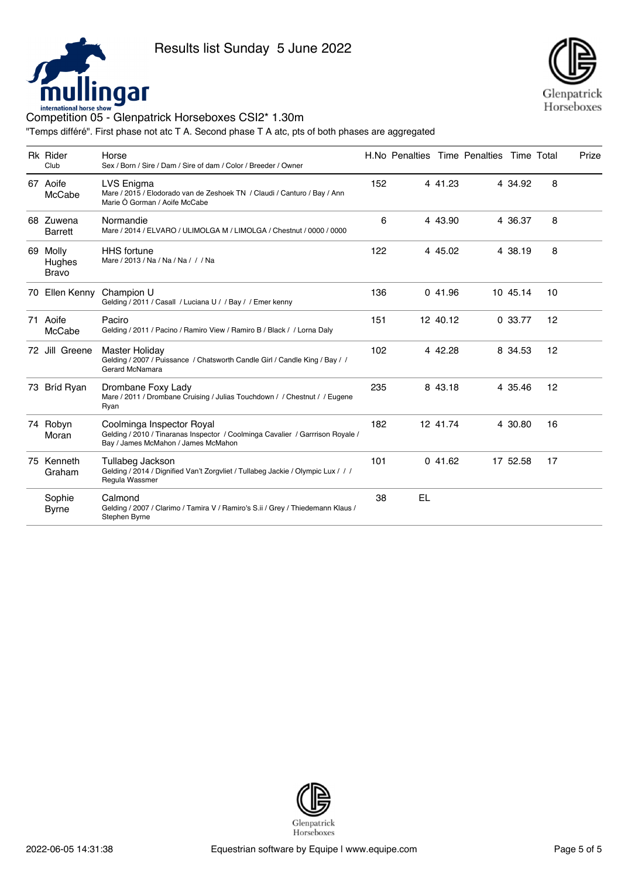Results list Sunday 5 June 2022

## Competition 05 - Glenpatrick Horseboxes CSI2* 1.30m

"Temps différé". First phase not atc T A. Second phase T A atc, pts of both phases are aggregated

| Rk | Rider<br>Club | Horse<br>Sex / Born / Sire / Dam / Sire of dam / Color / Breeder / Owner | H.No | Penalties | Time | Penalties | Time | Total | Prize |
|---|---|---|---|---|---|---|---|---|---|
| 67 | Aoife McCabe | LVS Enigma<br>Mare / 2015 / Elodorado van de Zeshoek TN / Claudi / Canturo / Bay / Ann Marie Ó Gorman / Aoife McCabe | 152 | 4 | 41.23 | 4 | 34.92 | 8 | |
| 68 | Zuwena Barrett | Normandie<br>Mare / 2014 / ELVARO / ULIMOLGA M / LIMOLGA / Chestnut / 0000 / 0000 | 6 | 4 | 43.90 | 4 | 36.37 | 8 | |
| 69 | Molly Hughes Bravo | HHS fortune<br>Mare / 2013 / Na / Na / Na / / / Na | 122 | 4 | 45.02 | 4 | 38.19 | 8 | |
| 70 | Ellen Kenny | Champion U<br>Gelding / 2011 / Casall / Luciana U / / Bay / / Emer kenny | 136 | 0 | 41.96 | 10 | 45.14 | 10 | |
| 71 | Aoife McCabe | Paciro<br>Gelding / 2011 / Pacino / Ramiro View / Ramiro B / Black / / Lorna Daly | 151 | 12 | 40.12 | 0 | 33.77 | 12 | |
| 72 | Jill Greene | Master Holiday<br>Gelding / 2007 / Puissance / Chatsworth Candle Girl / Candle King / Bay / / Gerard McNamara | 102 | 4 | 42.28 | 8 | 34.53 | 12 | |
| 73 | Bríd Ryan | Drombane Foxy Lady<br>Mare / 2011 / Drombane Cruising / Julias Touchdown / / Chestnut / / Eugene Ryan | 235 | 8 | 43.18 | 4 | 35.46 | 12 | |
| 74 | Robyn Moran | Coolminga Inspector Royal<br>Gelding / 2010 / Tinaranas Inspector / Coolminga Cavalier / Garrrison Royale / Bay / James McMahon / James McMahon | 182 | 12 | 41.74 | 4 | 30.80 | 16 | |
| 75 | Kenneth Graham | Tullabeg Jackson<br>Gelding / 2014 / Dignified Van't Zorgvliet / Tullabeg Jackie / Olympic Lux / / / Regula Wassmer | 101 | 0 | 41.62 | 17 | 52.58 | 17 | |
| | Sophie Byrne | Calmond<br>Gelding / 2007 / Clarimo / Tamira V / Ramiro's S.ii / Grey / Thiedemann Klaus / Stephen Byrne | 38 | EL | | | | | |